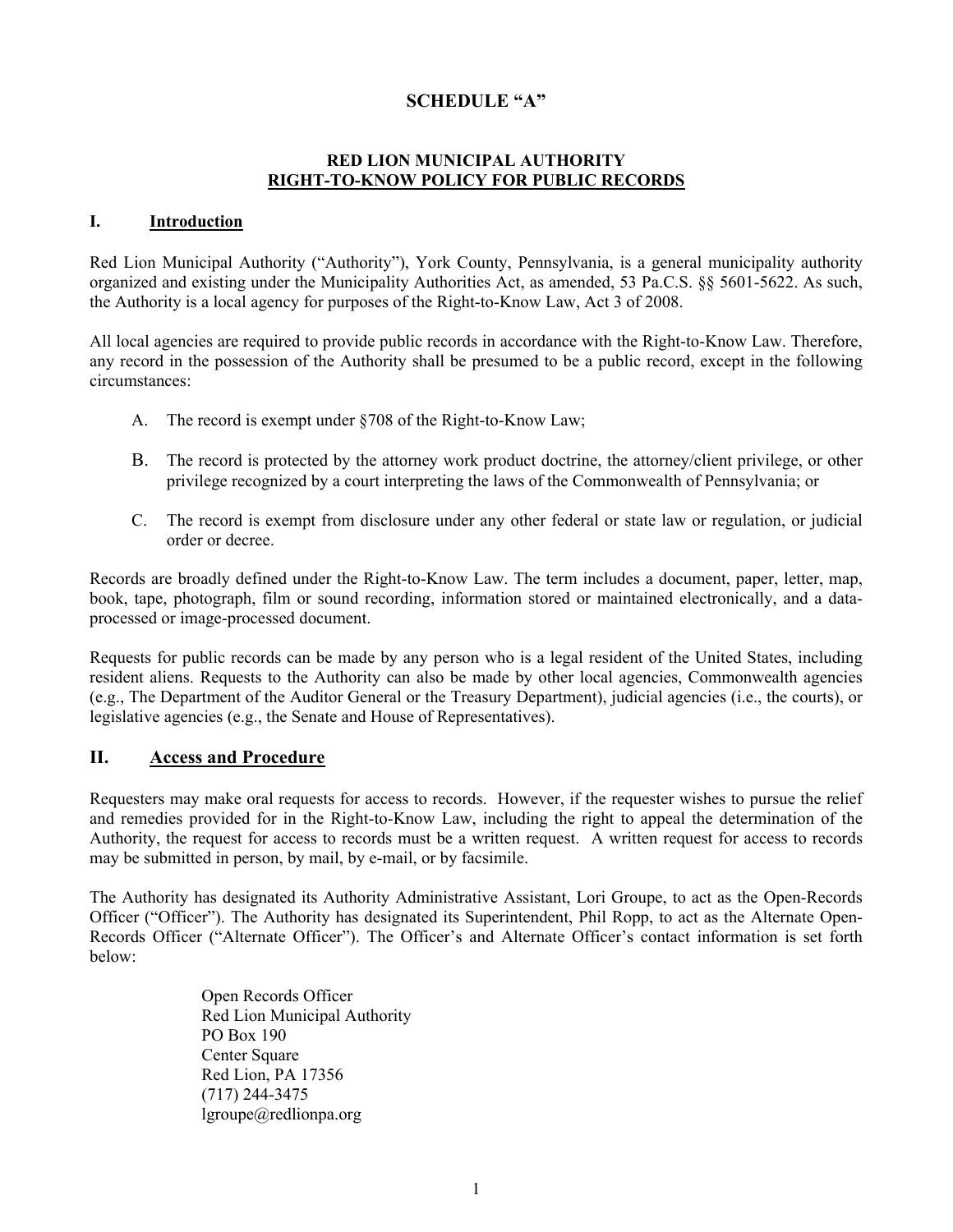# SCHEDULE "A"

## RED LION MUNICIPAL AUTHORITY
## RIGHT-TO-KNOW POLICY FOR PUBLIC RECORDS

### I. Introduction

Red Lion Municipal Authority ("Authority"), York County, Pennsylvania, is a general municipality authority organized and existing under the Municipality Authorities Act, as amended, 53 Pa.C.S. §§ 5601-5622. As such, the Authority is a local agency for purposes of the Right-to-Know Law, Act 3 of 2008.

All local agencies are required to provide public records in accordance with the Right-to-Know Law. Therefore, any record in the possession of the Authority shall be presumed to be a public record, except in the following circumstances:

A. The record is exempt under §708 of the Right-to-Know Law;

B. The record is protected by the attorney work product doctrine, the attorney/client privilege, or other privilege recognized by a court interpreting the laws of the Commonwealth of Pennsylvania; or

C. The record is exempt from disclosure under any other federal or state law or regulation, or judicial order or decree.

Records are broadly defined under the Right-to-Know Law. The term includes a document, paper, letter, map, book, tape, photograph, film or sound recording, information stored or maintained electronically, and a data-processed or image-processed document.

Requests for public records can be made by any person who is a legal resident of the United States, including resident aliens. Requests to the Authority can also be made by other local agencies, Commonwealth agencies (e.g., The Department of the Auditor General or the Treasury Department), judicial agencies (i.e., the courts), or legislative agencies (e.g., the Senate and House of Representatives).

### II. Access and Procedure

Requesters may make oral requests for access to records. However, if the requester wishes to pursue the relief and remedies provided for in the Right-to-Know Law, including the right to appeal the determination of the Authority, the request for access to records must be a written request. A written request for access to records may be submitted in person, by mail, by e-mail, or by facsimile.

The Authority has designated its Authority Administrative Assistant, Lori Groupe, to act as the Open-Records Officer ("Officer"). The Authority has designated its Superintendent, Phil Ropp, to act as the Alternate Open-Records Officer ("Alternate Officer"). The Officer's and Alternate Officer's contact information is set forth below:

Open Records Officer
Red Lion Municipal Authority
PO Box 190
Center Square
Red Lion, PA 17356
(717) 244-3475
lgroupe@redlionpa.org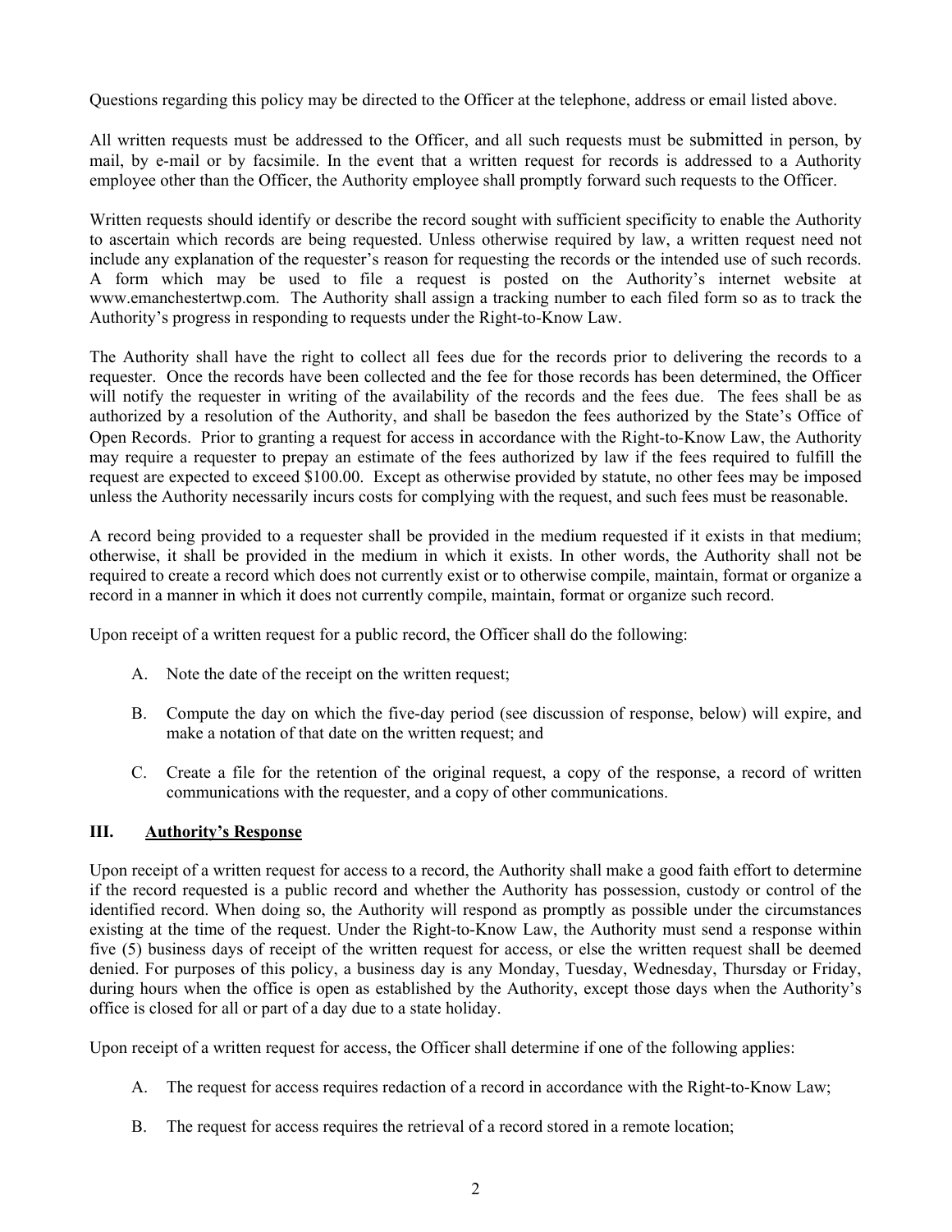Questions regarding this policy may be directed to the Officer at the telephone, address or email listed above.

All written requests must be addressed to the Officer, and all such requests must be submitted in person, by mail, by e-mail or by facsimile. In the event that a written request for records is addressed to a Authority employee other than the Officer, the Authority employee shall promptly forward such requests to the Officer.

Written requests should identify or describe the record sought with sufficient specificity to enable the Authority to ascertain which records are being requested. Unless otherwise required by law, a written request need not include any explanation of the requester's reason for requesting the records or the intended use of such records. A form which may be used to file a request is posted on the Authority's internet website at www.emanchestertwp.com. The Authority shall assign a tracking number to each filed form so as to track the Authority's progress in responding to requests under the Right-to-Know Law.

The Authority shall have the right to collect all fees due for the records prior to delivering the records to a requester. Once the records have been collected and the fee for those records has been determined, the Officer will notify the requester in writing of the availability of the records and the fees due. The fees shall be as authorized by a resolution of the Authority, and shall be basedon the fees authorized by the State's Office of Open Records. Prior to granting a request for access in accordance with the Right-to-Know Law, the Authority may require a requester to prepay an estimate of the fees authorized by law if the fees required to fulfill the request are expected to exceed $100.00. Except as otherwise provided by statute, no other fees may be imposed unless the Authority necessarily incurs costs for complying with the request, and such fees must be reasonable.

A record being provided to a requester shall be provided in the medium requested if it exists in that medium; otherwise, it shall be provided in the medium in which it exists. In other words, the Authority shall not be required to create a record which does not currently exist or to otherwise compile, maintain, format or organize a record in a manner in which it does not currently compile, maintain, format or organize such record.

Upon receipt of a written request for a public record, the Officer shall do the following:

A. Note the date of the receipt on the written request;

B. Compute the day on which the five-day period (see discussion of response, below) will expire, and make a notation of that date on the written request; and

C. Create a file for the retention of the original request, a copy of the response, a record of written communications with the requester, and a copy of other communications.

## III. Authority's Response

Upon receipt of a written request for access to a record, the Authority shall make a good faith effort to determine if the record requested is a public record and whether the Authority has possession, custody or control of the identified record. When doing so, the Authority will respond as promptly as possible under the circumstances existing at the time of the request. Under the Right-to-Know Law, the Authority must send a response within five (5) business days of receipt of the written request for access, or else the written request shall be deemed denied. For purposes of this policy, a business day is any Monday, Tuesday, Wednesday, Thursday or Friday, during hours when the office is open as established by the Authority, except those days when the Authority's office is closed for all or part of a day due to a state holiday.

Upon receipt of a written request for access, the Officer shall determine if one of the following applies:

A. The request for access requires redaction of a record in accordance with the Right-to-Know Law;

B. The request for access requires the retrieval of a record stored in a remote location;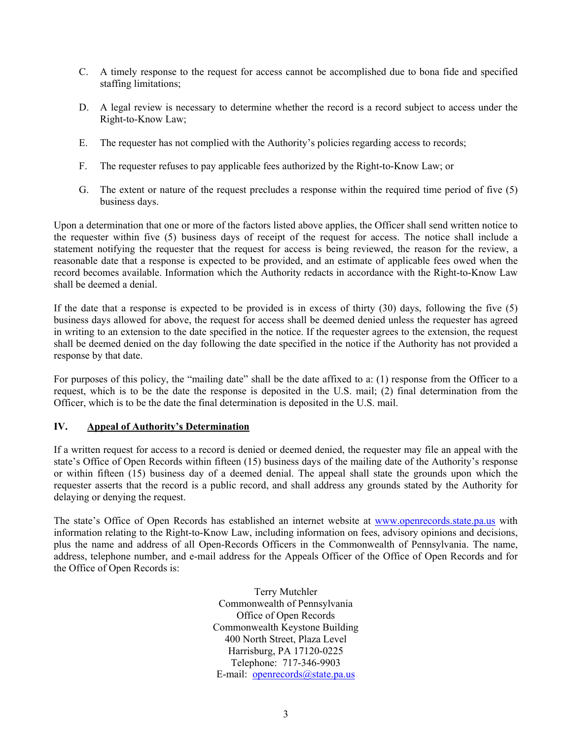C. A timely response to the request for access cannot be accomplished due to bona fide and specified staffing limitations;

D. A legal review is necessary to determine whether the record is a record subject to access under the Right-to-Know Law;

E. The requester has not complied with the Authority's policies regarding access to records;

F. The requester refuses to pay applicable fees authorized by the Right-to-Know Law; or

G. The extent or nature of the request precludes a response within the required time period of five (5) business days.

Upon a determination that one or more of the factors listed above applies, the Officer shall send written notice to the requester within five (5) business days of receipt of the request for access. The notice shall include a statement notifying the requester that the request for access is being reviewed, the reason for the review, a reasonable date that a response is expected to be provided, and an estimate of applicable fees owed when the record becomes available. Information which the Authority redacts in accordance with the Right-to-Know Law shall be deemed a denial.

If the date that a response is expected to be provided is in excess of thirty (30) days, following the five (5) business days allowed for above, the request for access shall be deemed denied unless the requester has agreed in writing to an extension to the date specified in the notice. If the requester agrees to the extension, the request shall be deemed denied on the day following the date specified in the notice if the Authority has not provided a response by that date.

For purposes of this policy, the "mailing date" shall be the date affixed to a: (1) response from the Officer to a request, which is to be the date the response is deposited in the U.S. mail; (2) final determination from the Officer, which is to be the date the final determination is deposited in the U.S. mail.

## IV. Appeal of Authority's Determination

If a written request for access to a record is denied or deemed denied, the requester may file an appeal with the state's Office of Open Records within fifteen (15) business days of the mailing date of the Authority's response or within fifteen (15) business day of a deemed denial. The appeal shall state the grounds upon which the requester asserts that the record is a public record, and shall address any grounds stated by the Authority for delaying or denying the request.

The state's Office of Open Records has established an internet website at www.openrecords.state.pa.us with information relating to the Right-to-Know Law, including information on fees, advisory opinions and decisions, plus the name and address of all Open-Records Officers in the Commonwealth of Pennsylvania. The name, address, telephone number, and e-mail address for the Appeals Officer of the Office of Open Records and for the Office of Open Records is:

Terry Mutchler
Commonwealth of Pennsylvania
Office of Open Records
Commonwealth Keystone Building
400 North Street, Plaza Level
Harrisburg, PA 17120-0225
Telephone: 717-346-9903
E-mail: openrecords@state.pa.us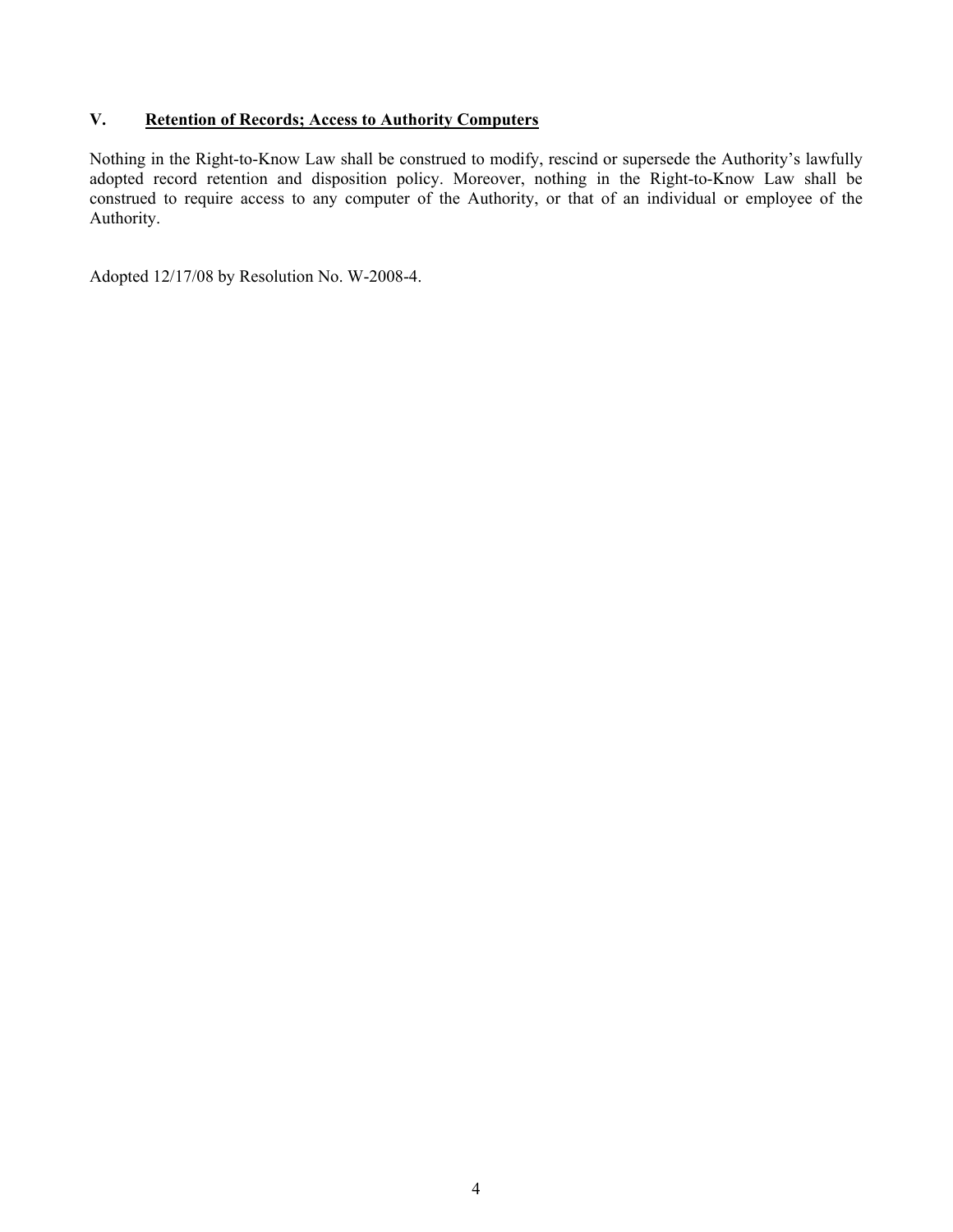## V. Retention of Records; Access to Authority Computers

Nothing in the Right-to-Know Law shall be construed to modify, rescind or supersede the Authority's lawfully adopted record retention and disposition policy. Moreover, nothing in the Right-to-Know Law shall be construed to require access to any computer of the Authority, or that of an individual or employee of the Authority.

Adopted 12/17/08 by Resolution No. W-2008-4.